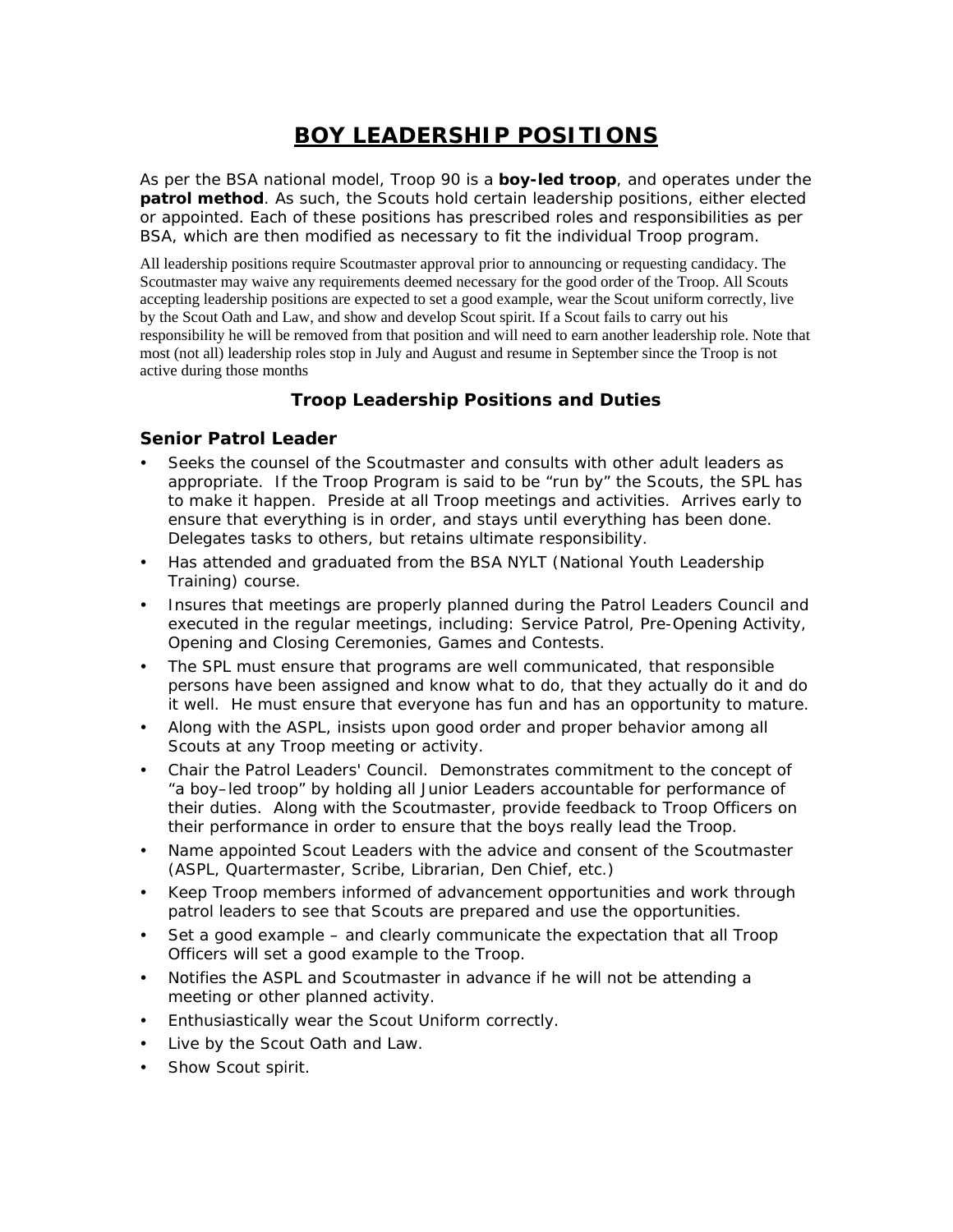# BOY LEADERSHIP POSITIONS

As per the BSA national model, Troop 90 is a **boy-led troop**, and operates under the **patrol method**. As such, the Scouts hold certain leadership positions, either elected or appointed. Each of these positions has prescribed roles and responsibilities as per BSA, which are then modified as necessary to fit the individual Troop program.

All leadership positions require Scoutmaster approval prior to announcing or requesting candidacy. The Scoutmaster may waive any requirements deemed necessary for the good order of the Troop. All Scouts accepting leadership positions are expected to set a good example, wear the Scout uniform correctly, live by the Scout Oath and Law, and show and develop Scout spirit. If a Scout fails to carry out his responsibility he will be removed from that position and will need to earn another leadership role. Note that most (not all) leadership roles stop in July and August and resume in September since the Troop is not active during those months

## Troop Leadership Positions and Duties

### Senior Patrol Leader

- Seeks the counsel of the Scoutmaster and consults with other adult leaders as appropriate. If the Troop Program is said to be "run by" the Scouts, the SPL has to make it happen. Preside at all Troop meetings and activities. Arrives early to ensure that everything is in order, and stays until everything has been done. Delegates tasks to others, but retains ultimate responsibility.
- Has attended and graduated from the BSA NYLT (National Youth Leadership Training) course.
- Insures that meetings are properly planned during the Patrol Leaders Council and executed in the regular meetings, including: Service Patrol, Pre-Opening Activity, Opening and Closing Ceremonies, Games and Contests.
- The SPL must ensure that programs are well communicated, that responsible persons have been assigned and know what to do, that they actually do it and do it well. He must ensure that everyone has fun and has an opportunity to mature.
- Along with the ASPL, insists upon good order and proper behavior among all Scouts at any Troop meeting or activity.
- Chair the Patrol Leaders' Council. Demonstrates commitment to the concept of "a boy–led troop" by holding all Junior Leaders accountable for performance of their duties. Along with the Scoutmaster, provide feedback to Troop Officers on their performance in order to ensure that the boys really lead the Troop.
- Name appointed Scout Leaders with the advice and consent of the Scoutmaster (ASPL, Quartermaster, Scribe, Librarian, Den Chief, etc.)
- Keep Troop members informed of advancement opportunities and work through patrol leaders to see that Scouts are prepared and use the opportunities.
- Set a good example – and clearly communicate the expectation that all Troop Officers will set a good example to the Troop.
- Notifies the ASPL and Scoutmaster in advance if he will not be attending a meeting or other planned activity.
- Enthusiastically wear the Scout Uniform correctly.
- Live by the Scout Oath and Law.
- Show Scout spirit.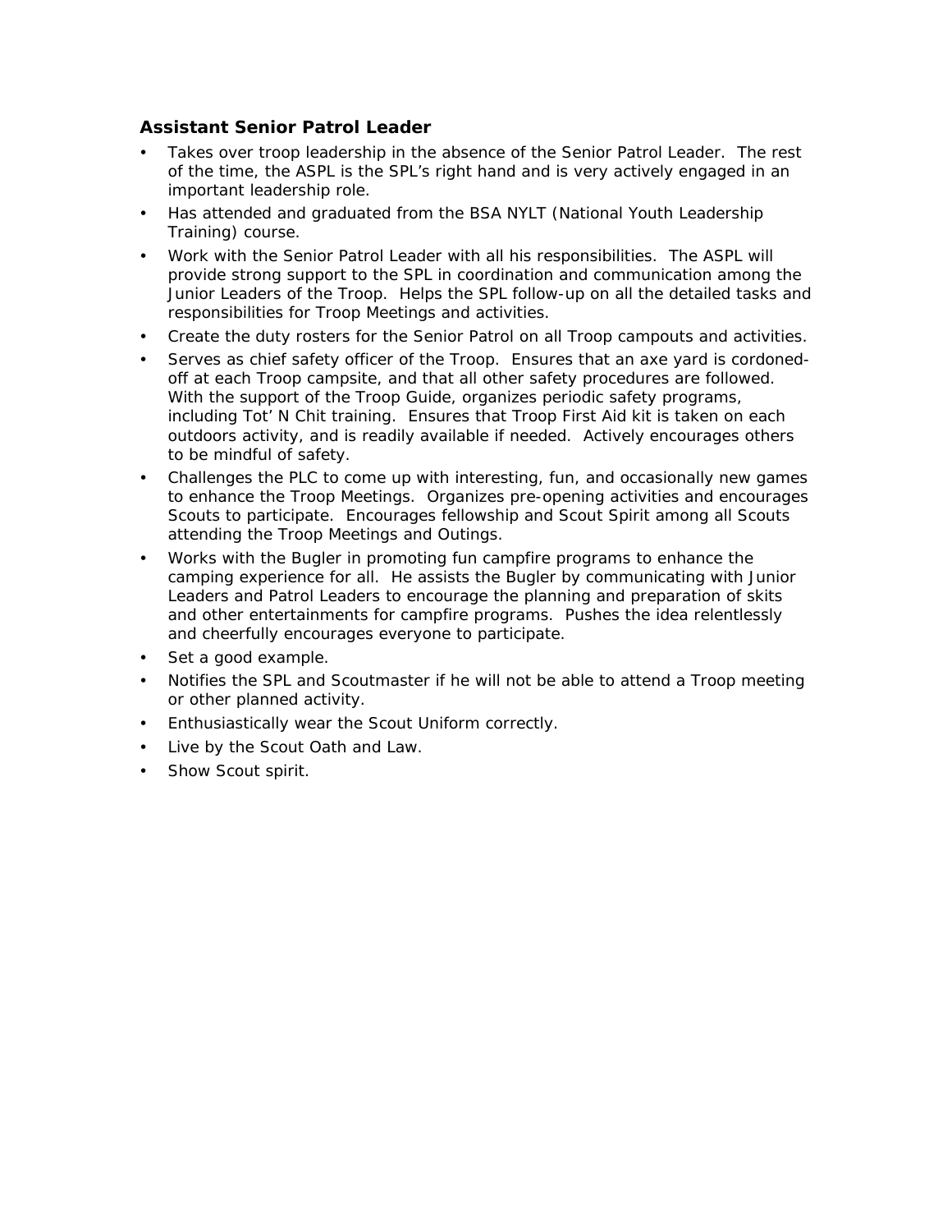### Assistant Senior Patrol Leader

- Takes over troop leadership in the absence of the Senior Patrol Leader. The rest of the time, the ASPL is the SPL's right hand and is very actively engaged in an important leadership role.
- Has attended and graduated from the BSA NYLT (National Youth Leadership Training) course.
- Work with the Senior Patrol Leader with all his responsibilities. The ASPL will provide strong support to the SPL in coordination and communication among the Junior Leaders of the Troop. Helps the SPL follow-up on all the detailed tasks and responsibilities for Troop Meetings and activities.
- Create the duty rosters for the Senior Patrol on all Troop campouts and activities.
- Serves as chief safety officer of the Troop. Ensures that an axe yard is cordoned-off at each Troop campsite, and that all other safety procedures are followed. With the support of the Troop Guide, organizes periodic safety programs, including Tot' N Chit training. Ensures that Troop First Aid kit is taken on each outdoors activity, and is readily available if needed. Actively encourages others to be mindful of safety.
- Challenges the PLC to come up with interesting, fun, and occasionally new games to enhance the Troop Meetings. Organizes pre-opening activities and encourages Scouts to participate. Encourages fellowship and Scout Spirit among all Scouts attending the Troop Meetings and Outings.
- Works with the Bugler in promoting fun campfire programs to enhance the camping experience for all. He assists the Bugler by communicating with Junior Leaders and Patrol Leaders to encourage the planning and preparation of skits and other entertainments for campfire programs. Pushes the idea relentlessly and cheerfully encourages everyone to participate.
- Set a good example.
- Notifies the SPL and Scoutmaster if he will not be able to attend a Troop meeting or other planned activity.
- Enthusiastically wear the Scout Uniform correctly.
- Live by the Scout Oath and Law.
- Show Scout spirit.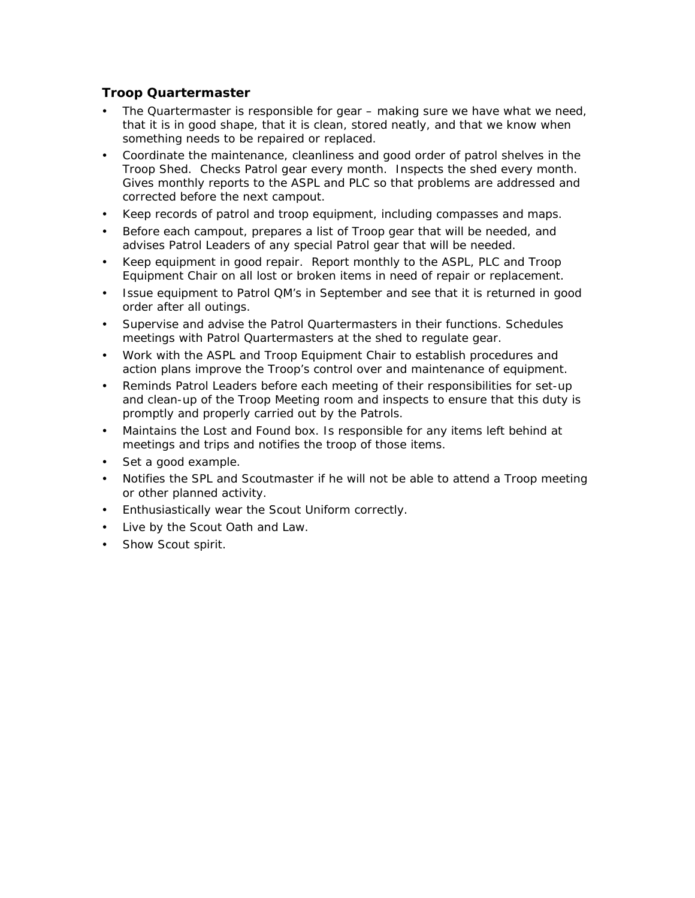### Troop Quartermaster

- The Quartermaster is responsible for gear – making sure we have what we need, that it is in good shape, that it is clean, stored neatly, and that we know when something needs to be repaired or replaced.
- Coordinate the maintenance, cleanliness and good order of patrol shelves in the Troop Shed. Checks Patrol gear every month. Inspects the shed every month. Gives monthly reports to the ASPL and PLC so that problems are addressed and corrected before the next campout.
- Keep records of patrol and troop equipment, including compasses and maps.
- Before each campout, prepares a list of Troop gear that will be needed, and advises Patrol Leaders of any special Patrol gear that will be needed.
- Keep equipment in good repair. Report monthly to the ASPL, PLC and Troop Equipment Chair on all lost or broken items in need of repair or replacement.
- Issue equipment to Patrol QM's in September and see that it is returned in good order after all outings.
- Supervise and advise the Patrol Quartermasters in their functions. Schedules meetings with Patrol Quartermasters at the shed to regulate gear.
- Work with the ASPL and Troop Equipment Chair to establish procedures and action plans improve the Troop's control over and maintenance of equipment.
- Reminds Patrol Leaders before each meeting of their responsibilities for set-up and clean-up of the Troop Meeting room and inspects to ensure that this duty is promptly and properly carried out by the Patrols.
- Maintains the Lost and Found box. Is responsible for any items left behind at meetings and trips and notifies the troop of those items.
- Set a good example.
- Notifies the SPL and Scoutmaster if he will not be able to attend a Troop meeting or other planned activity.
- Enthusiastically wear the Scout Uniform correctly.
- Live by the Scout Oath and Law.
- Show Scout spirit.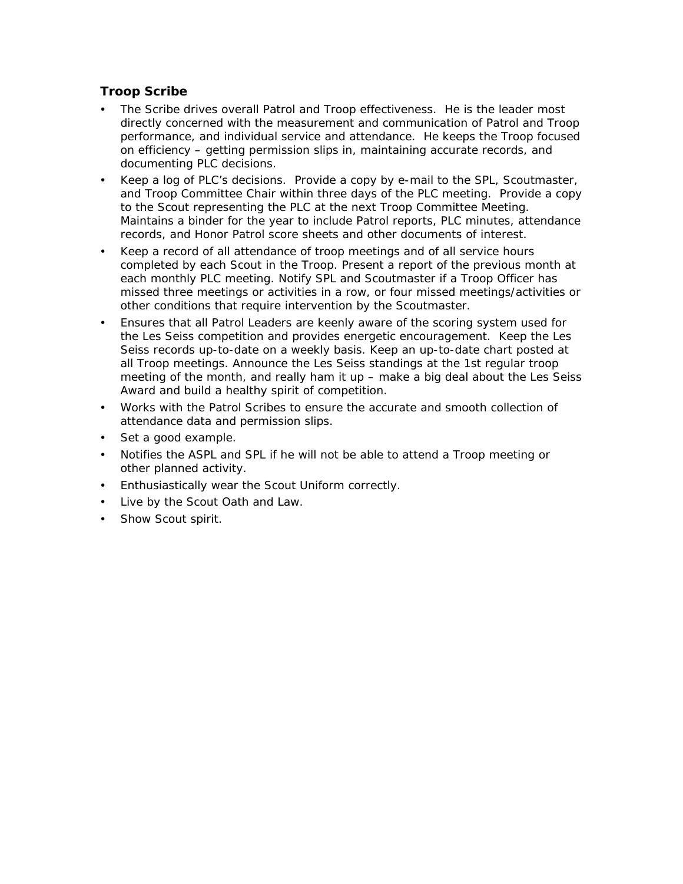### Troop Scribe

- The Scribe drives overall Patrol and Troop effectiveness. He is the leader most directly concerned with the measurement and communication of Patrol and Troop performance, and individual service and attendance. He keeps the Troop focused on efficiency – getting permission slips in, maintaining accurate records, and documenting PLC decisions.
- Keep a log of PLC's decisions. Provide a copy by e-mail to the SPL, Scoutmaster, and Troop Committee Chair within three days of the PLC meeting. Provide a copy to the Scout representing the PLC at the next Troop Committee Meeting. Maintains a binder for the year to include Patrol reports, PLC minutes, attendance records, and Honor Patrol score sheets and other documents of interest.
- Keep a record of all attendance of troop meetings and of all service hours completed by each Scout in the Troop. Present a report of the previous month at each monthly PLC meeting. Notify SPL and Scoutmaster if a Troop Officer has missed three meetings or activities in a row, or four missed meetings/activities or other conditions that require intervention by the Scoutmaster.
- Ensures that all Patrol Leaders are keenly aware of the scoring system used for the Les Seiss competition and provides energetic encouragement. Keep the Les Seiss records up-to-date on a weekly basis. Keep an up-to-date chart posted at all Troop meetings. Announce the Les Seiss standings at the 1st regular troop meeting of the month, and really ham it up – make a big deal about the Les Seiss Award and build a healthy spirit of competition.
- Works with the Patrol Scribes to ensure the accurate and smooth collection of attendance data and permission slips.
- Set a good example.
- Notifies the ASPL and SPL if he will not be able to attend a Troop meeting or other planned activity.
- Enthusiastically wear the Scout Uniform correctly.
- Live by the Scout Oath and Law.
- Show Scout spirit.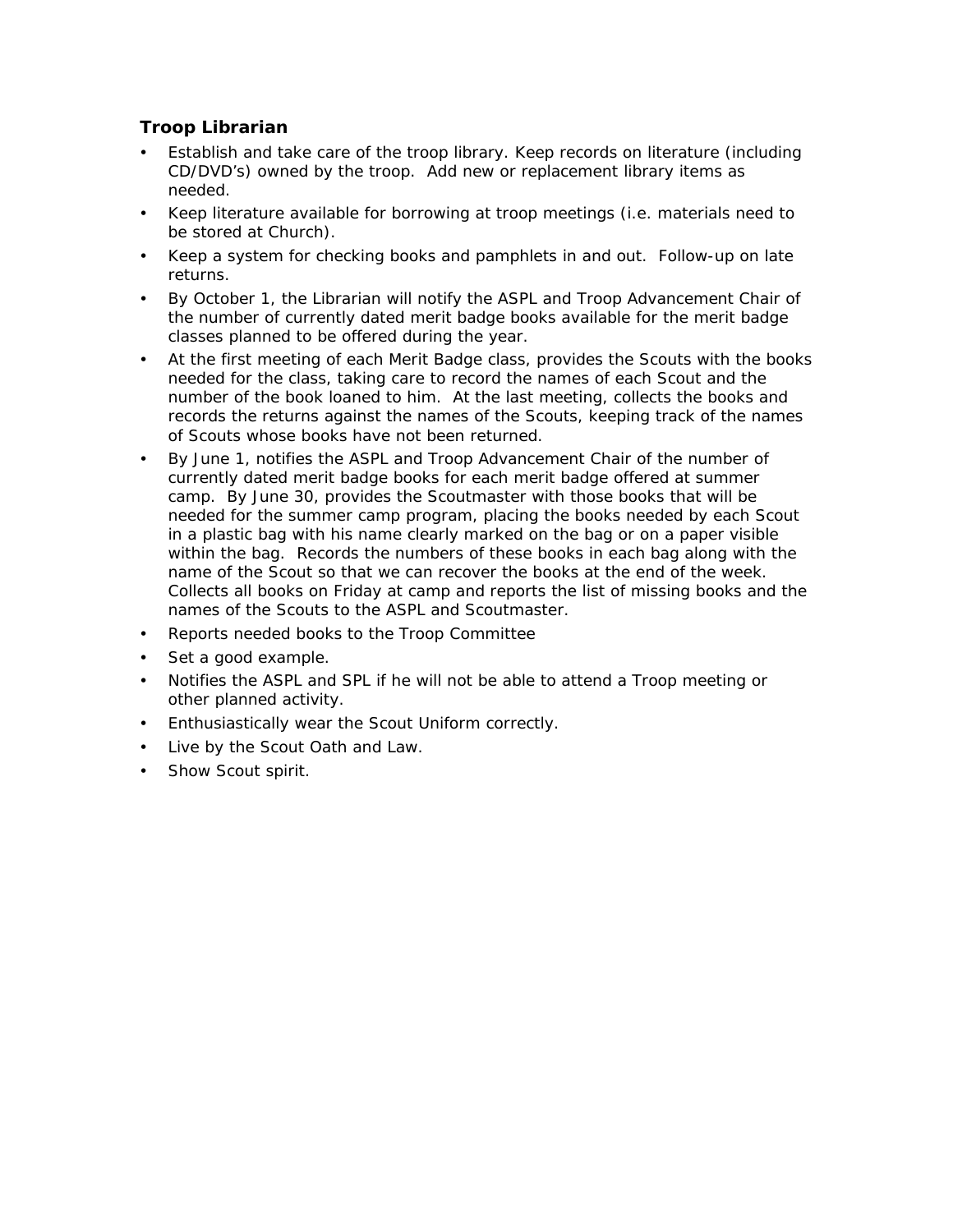### Troop Librarian

- Establish and take care of the troop library. Keep records on literature (including CD/DVD's) owned by the troop. Add new or replacement library items as needed.
- Keep literature available for borrowing at troop meetings (i.e. materials need to be stored at Church).
- Keep a system for checking books and pamphlets in and out. Follow-up on late returns.
- By October 1, the Librarian will notify the ASPL and Troop Advancement Chair of the number of currently dated merit badge books available for the merit badge classes planned to be offered during the year.
- At the first meeting of each Merit Badge class, provides the Scouts with the books needed for the class, taking care to record the names of each Scout and the number of the book loaned to him. At the last meeting, collects the books and records the returns against the names of the Scouts, keeping track of the names of Scouts whose books have not been returned.
- By June 1, notifies the ASPL and Troop Advancement Chair of the number of currently dated merit badge books for each merit badge offered at summer camp. By June 30, provides the Scoutmaster with those books that will be needed for the summer camp program, placing the books needed by each Scout in a plastic bag with his name clearly marked on the bag or on a paper visible within the bag. Records the numbers of these books in each bag along with the name of the Scout so that we can recover the books at the end of the week. Collects all books on Friday at camp and reports the list of missing books and the names of the Scouts to the ASPL and Scoutmaster.
- Reports needed books to the Troop Committee
- Set a good example.
- Notifies the ASPL and SPL if he will not be able to attend a Troop meeting or other planned activity.
- Enthusiastically wear the Scout Uniform correctly.
- Live by the Scout Oath and Law.
- Show Scout spirit.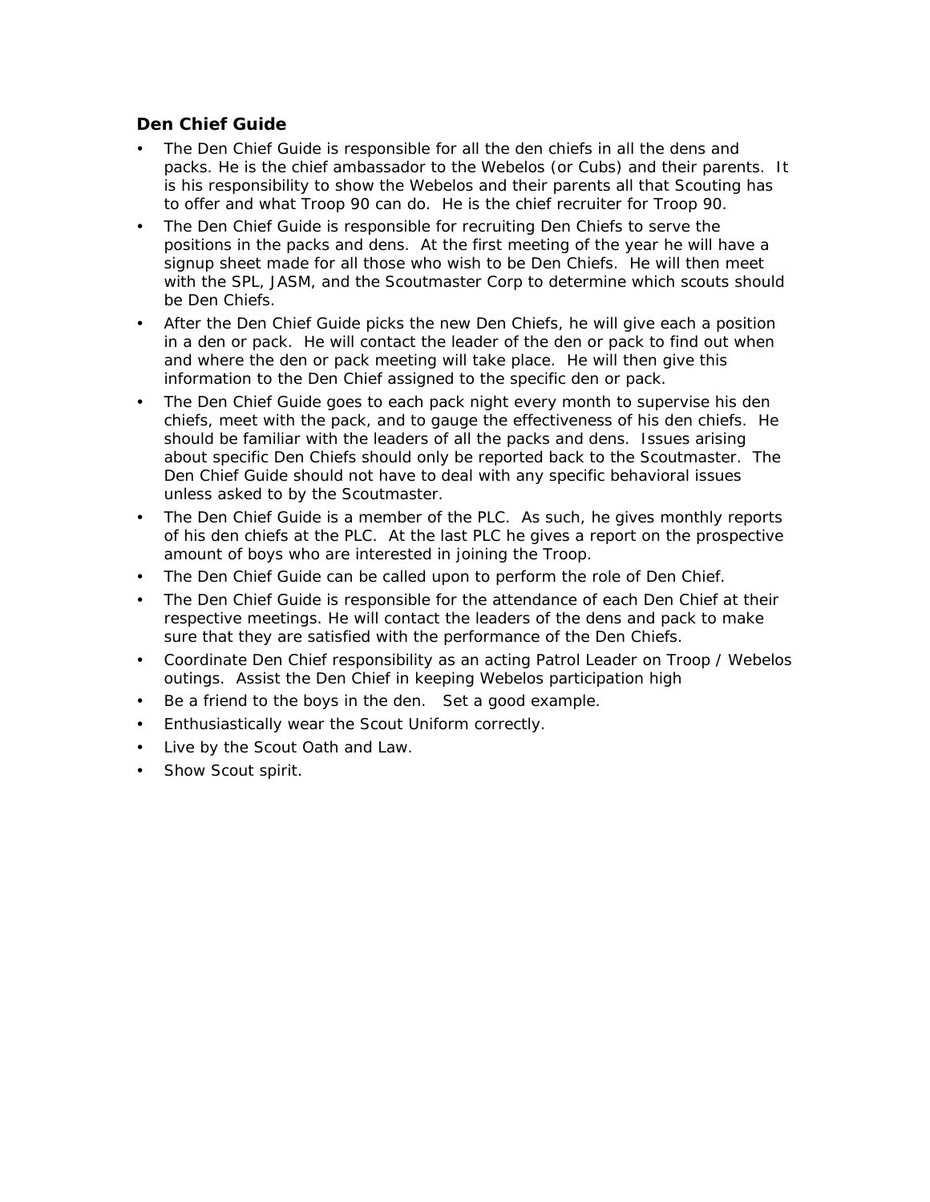### Den Chief Guide

- The Den Chief Guide is responsible for all the den chiefs in all the dens and packs. He is the chief ambassador to the Webelos (or Cubs) and their parents. It is his responsibility to show the Webelos and their parents all that Scouting has to offer and what Troop 90 can do. He is the chief recruiter for Troop 90.
- The Den Chief Guide is responsible for recruiting Den Chiefs to serve the positions in the packs and dens. At the first meeting of the year he will have a signup sheet made for all those who wish to be Den Chiefs. He will then meet with the SPL, JASM, and the Scoutmaster Corp to determine which scouts should be Den Chiefs.
- After the Den Chief Guide picks the new Den Chiefs, he will give each a position in a den or pack. He will contact the leader of the den or pack to find out when and where the den or pack meeting will take place. He will then give this information to the Den Chief assigned to the specific den or pack.
- The Den Chief Guide goes to each pack night every month to supervise his den chiefs, meet with the pack, and to gauge the effectiveness of his den chiefs. He should be familiar with the leaders of all the packs and dens. Issues arising about specific Den Chiefs should only be reported back to the Scoutmaster. The Den Chief Guide should not have to deal with any specific behavioral issues unless asked to by the Scoutmaster.
- The Den Chief Guide is a member of the PLC. As such, he gives monthly reports of his den chiefs at the PLC. At the last PLC he gives a report on the prospective amount of boys who are interested in joining the Troop.
- The Den Chief Guide can be called upon to perform the role of Den Chief.
- The Den Chief Guide is responsible for the attendance of each Den Chief at their respective meetings. He will contact the leaders of the dens and pack to make sure that they are satisfied with the performance of the Den Chiefs.
- Coordinate Den Chief responsibility as an acting Patrol Leader on Troop / Webelos outings. Assist the Den Chief in keeping Webelos participation high
- Be a friend to the boys in the den. Set a good example.
- Enthusiastically wear the Scout Uniform correctly.
- Live by the Scout Oath and Law.
- Show Scout spirit.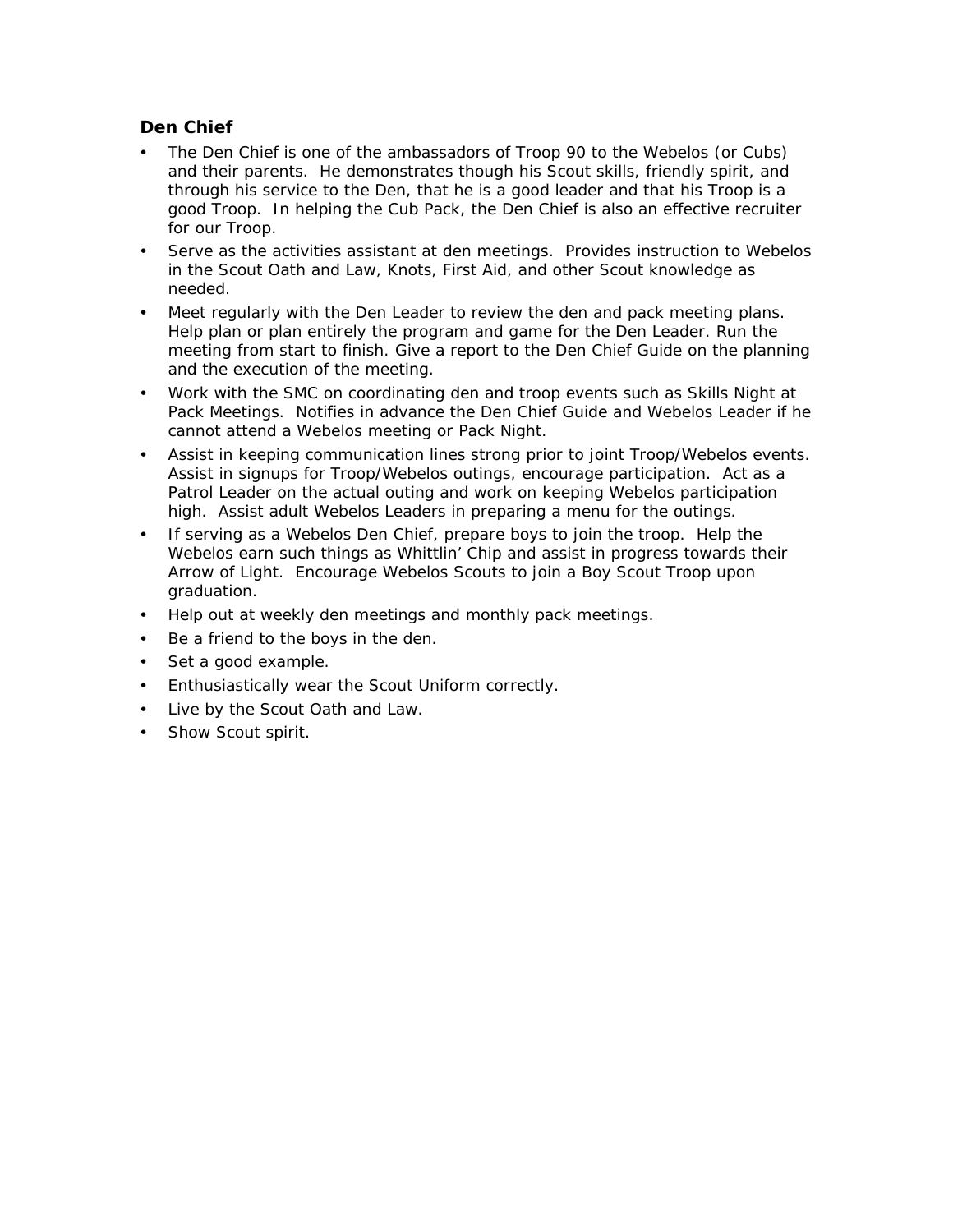### Den Chief

- The Den Chief is one of the ambassadors of Troop 90 to the Webelos (or Cubs) and their parents. He demonstrates though his Scout skills, friendly spirit, and through his service to the Den, that he is a good leader and that his Troop is a good Troop. In helping the Cub Pack, the Den Chief is also an effective recruiter for our Troop.
- Serve as the activities assistant at den meetings. Provides instruction to Webelos in the Scout Oath and Law, Knots, First Aid, and other Scout knowledge as needed.
- Meet regularly with the Den Leader to review the den and pack meeting plans. Help plan or plan entirely the program and game for the Den Leader. Run the meeting from start to finish. Give a report to the Den Chief Guide on the planning and the execution of the meeting.
- Work with the SMC on coordinating den and troop events such as Skills Night at Pack Meetings. Notifies in advance the Den Chief Guide and Webelos Leader if he cannot attend a Webelos meeting or Pack Night.
- Assist in keeping communication lines strong prior to joint Troop/Webelos events. Assist in signups for Troop/Webelos outings, encourage participation. Act as a Patrol Leader on the actual outing and work on keeping Webelos participation high. Assist adult Webelos Leaders in preparing a menu for the outings.
- If serving as a Webelos Den Chief, prepare boys to join the troop. Help the Webelos earn such things as Whittlin' Chip and assist in progress towards their Arrow of Light. Encourage Webelos Scouts to join a Boy Scout Troop upon graduation.
- Help out at weekly den meetings and monthly pack meetings.
- Be a friend to the boys in the den.
- Set a good example.
- Enthusiastically wear the Scout Uniform correctly.
- Live by the Scout Oath and Law.
- Show Scout spirit.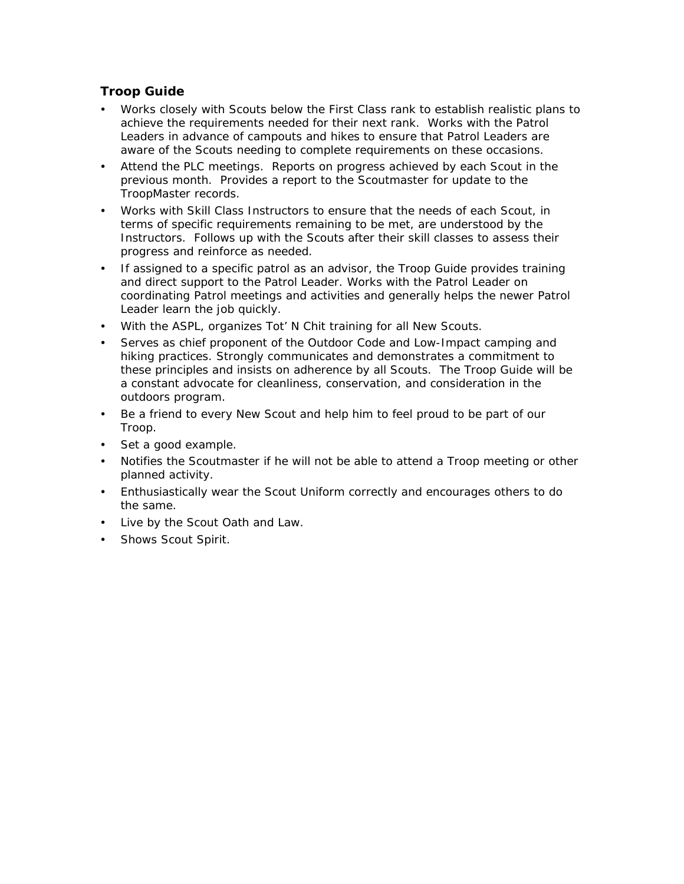### Troop Guide

- Works closely with Scouts below the First Class rank to establish realistic plans to achieve the requirements needed for their next rank. Works with the Patrol Leaders in advance of campouts and hikes to ensure that Patrol Leaders are aware of the Scouts needing to complete requirements on these occasions.
- Attend the PLC meetings. Reports on progress achieved by each Scout in the previous month. Provides a report to the Scoutmaster for update to the TroopMaster records.
- Works with Skill Class Instructors to ensure that the needs of each Scout, in terms of specific requirements remaining to be met, are understood by the Instructors. Follows up with the Scouts after their skill classes to assess their progress and reinforce as needed.
- If assigned to a specific patrol as an advisor, the Troop Guide provides training and direct support to the Patrol Leader. Works with the Patrol Leader on coordinating Patrol meetings and activities and generally helps the newer Patrol Leader learn the job quickly.
- With the ASPL, organizes Tot' N Chit training for all New Scouts.
- Serves as chief proponent of the Outdoor Code and Low-Impact camping and hiking practices. Strongly communicates and demonstrates a commitment to these principles and insists on adherence by all Scouts. The Troop Guide will be a constant advocate for cleanliness, conservation, and consideration in the outdoors program.
- Be a friend to every New Scout and help him to feel proud to be part of our Troop.
- Set a good example.
- Notifies the Scoutmaster if he will not be able to attend a Troop meeting or other planned activity.
- Enthusiastically wear the Scout Uniform correctly and encourages others to do the same.
- Live by the Scout Oath and Law.
- Shows Scout Spirit.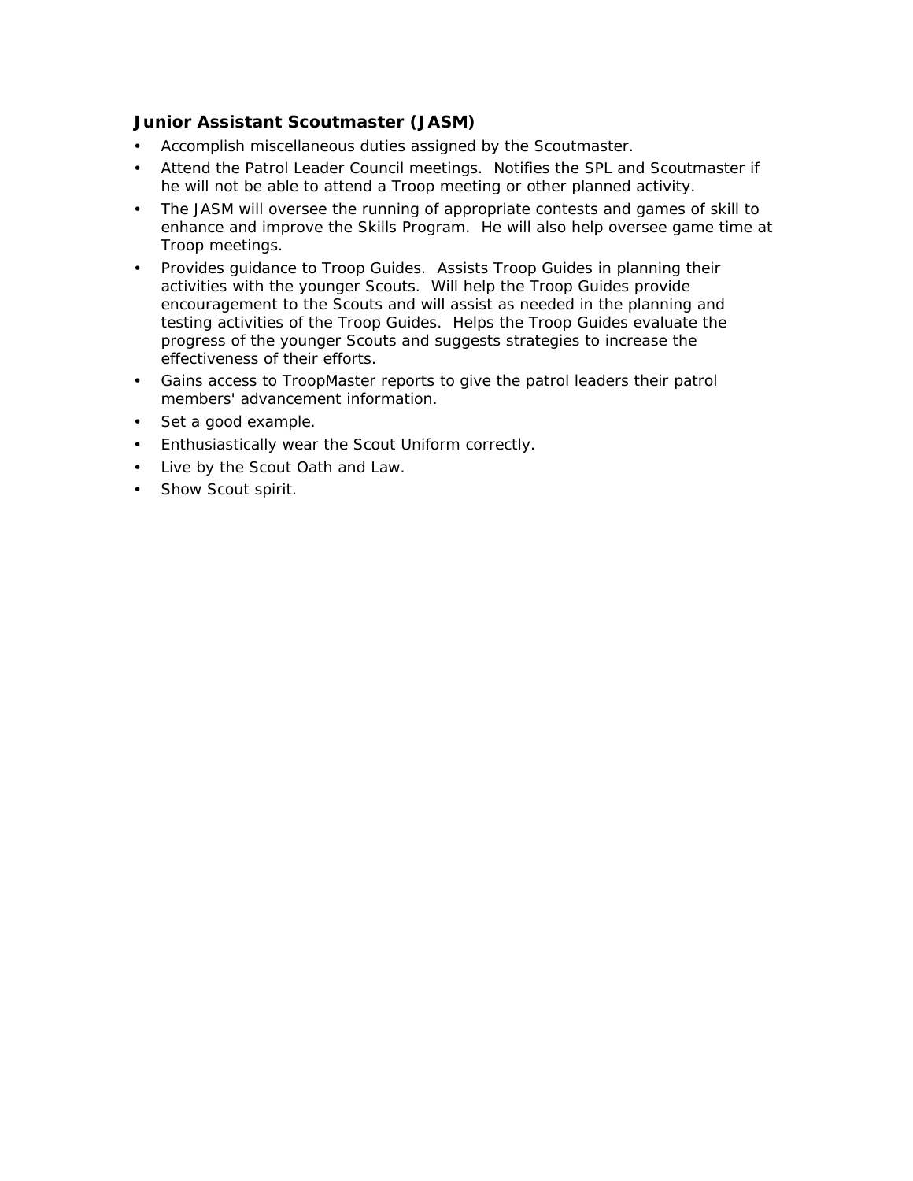### Junior Assistant Scoutmaster (JASM)

- Accomplish miscellaneous duties assigned by the Scoutmaster.
- Attend the Patrol Leader Council meetings. Notifies the SPL and Scoutmaster if he will not be able to attend a Troop meeting or other planned activity.
- The JASM will oversee the running of appropriate contests and games of skill to enhance and improve the Skills Program. He will also help oversee game time at Troop meetings.
- Provides guidance to Troop Guides. Assists Troop Guides in planning their activities with the younger Scouts. Will help the Troop Guides provide encouragement to the Scouts and will assist as needed in the planning and testing activities of the Troop Guides. Helps the Troop Guides evaluate the progress of the younger Scouts and suggests strategies to increase the effectiveness of their efforts.
- Gains access to TroopMaster reports to give the patrol leaders their patrol members' advancement information.
- Set a good example.
- Enthusiastically wear the Scout Uniform correctly.
- Live by the Scout Oath and Law.
- Show Scout spirit.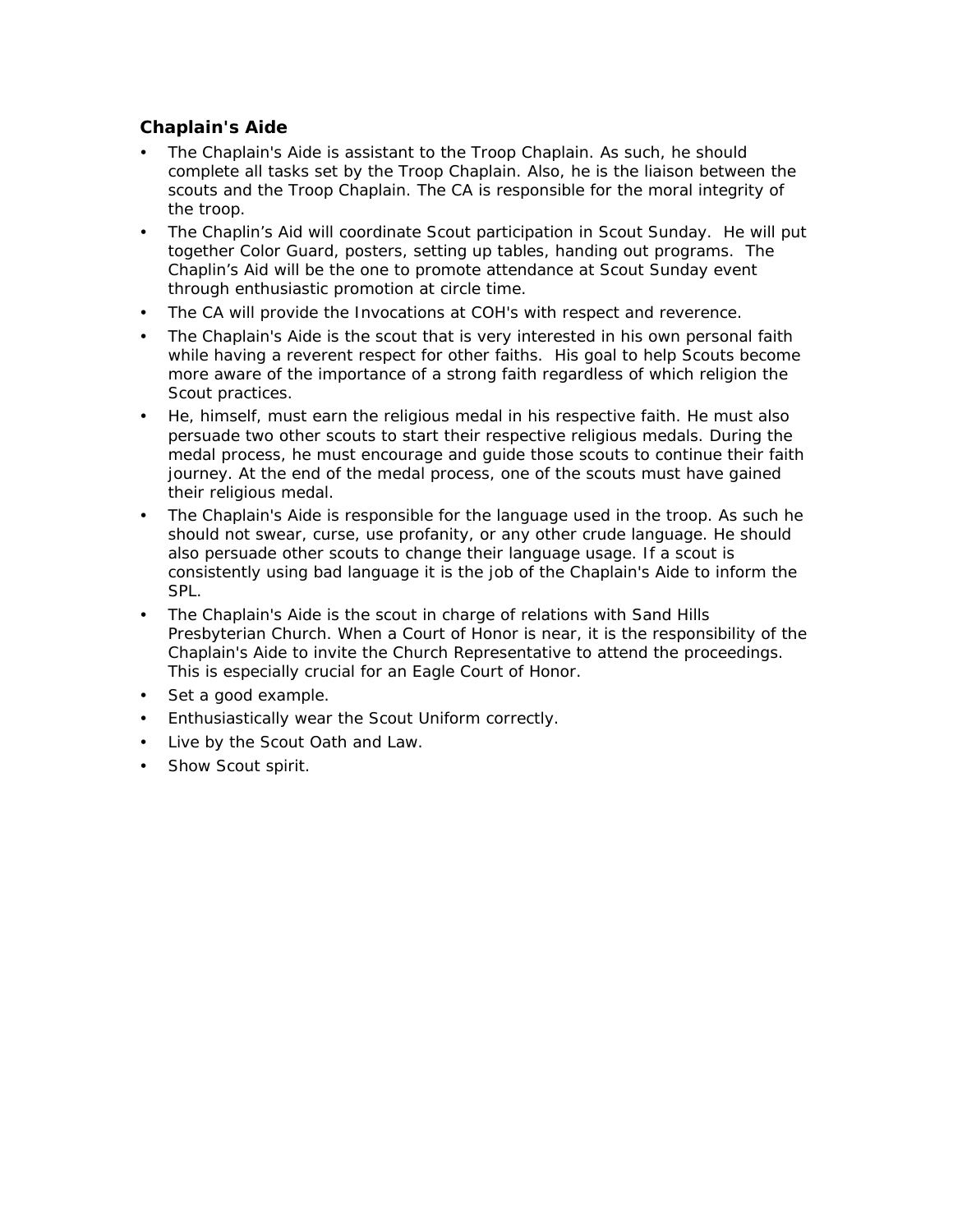### Chaplain's Aide

- The Chaplain's Aide is assistant to the Troop Chaplain. As such, he should complete all tasks set by the Troop Chaplain. Also, he is the liaison between the scouts and the Troop Chaplain. The CA is responsible for the moral integrity of the troop.
- The Chaplin's Aid will coordinate Scout participation in Scout Sunday. He will put together Color Guard, posters, setting up tables, handing out programs. The Chaplin's Aid will be the one to promote attendance at Scout Sunday event through enthusiastic promotion at circle time.
- The CA will provide the Invocations at COH's with respect and reverence.
- The Chaplain's Aide is the scout that is very interested in his own personal faith while having a reverent respect for other faiths. His goal to help Scouts become more aware of the importance of a strong faith regardless of which religion the Scout practices.
- He, himself, must earn the religious medal in his respective faith. He must also persuade two other scouts to start their respective religious medals. During the medal process, he must encourage and guide those scouts to continue their faith journey. At the end of the medal process, one of the scouts must have gained their religious medal.
- The Chaplain's Aide is responsible for the language used in the troop. As such he should not swear, curse, use profanity, or any other crude language. He should also persuade other scouts to change their language usage. If a scout is consistently using bad language it is the job of the Chaplain's Aide to inform the SPL.
- The Chaplain's Aide is the scout in charge of relations with Sand Hills Presbyterian Church. When a Court of Honor is near, it is the responsibility of the Chaplain's Aide to invite the Church Representative to attend the proceedings. This is especially crucial for an Eagle Court of Honor.
- Set a good example.
- Enthusiastically wear the Scout Uniform correctly.
- Live by the Scout Oath and Law.
- Show Scout spirit.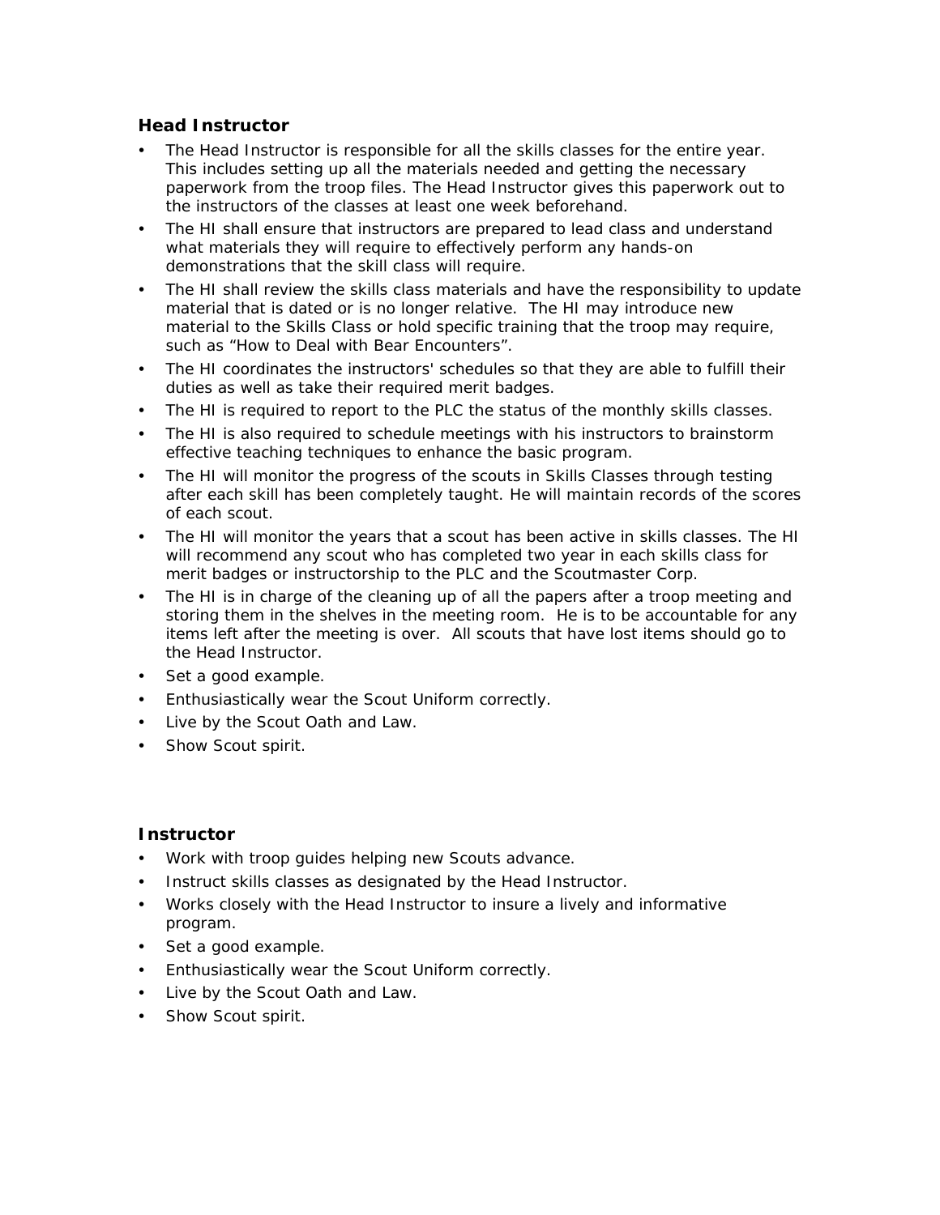### Head Instructor

- The Head Instructor is responsible for all the skills classes for the entire year. This includes setting up all the materials needed and getting the necessary paperwork from the troop files. The Head Instructor gives this paperwork out to the instructors of the classes at least one week beforehand.
- The HI shall ensure that instructors are prepared to lead class and understand what materials they will require to effectively perform any hands-on demonstrations that the skill class will require.
- The HI shall review the skills class materials and have the responsibility to update material that is dated or is no longer relative. The HI may introduce new material to the Skills Class or hold specific training that the troop may require, such as "How to Deal with Bear Encounters".
- The HI coordinates the instructors' schedules so that they are able to fulfill their duties as well as take their required merit badges.
- The HI is required to report to the PLC the status of the monthly skills classes.
- The HI is also required to schedule meetings with his instructors to brainstorm effective teaching techniques to enhance the basic program.
- The HI will monitor the progress of the scouts in Skills Classes through testing after each skill has been completely taught. He will maintain records of the scores of each scout.
- The HI will monitor the years that a scout has been active in skills classes. The HI will recommend any scout who has completed two year in each skills class for merit badges or instructorship to the PLC and the Scoutmaster Corp.
- The HI is in charge of the cleaning up of all the papers after a troop meeting and storing them in the shelves in the meeting room. He is to be accountable for any items left after the meeting is over. All scouts that have lost items should go to the Head Instructor.
- Set a good example.
- Enthusiastically wear the Scout Uniform correctly.
- Live by the Scout Oath and Law.
- Show Scout spirit.

### Instructor

- Work with troop guides helping new Scouts advance.
- Instruct skills classes as designated by the Head Instructor.
- Works closely with the Head Instructor to insure a lively and informative program.
- Set a good example.
- Enthusiastically wear the Scout Uniform correctly.
- Live by the Scout Oath and Law.
- Show Scout spirit.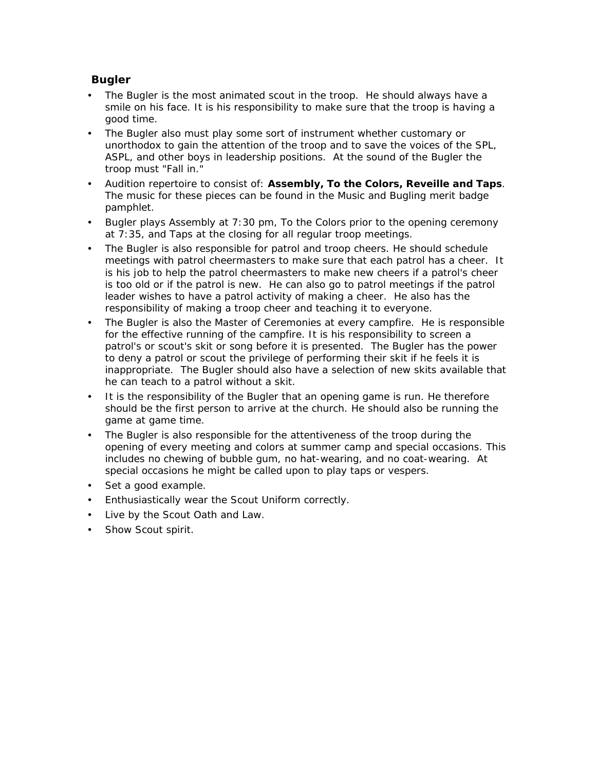## Bugler

- The Bugler is the most animated scout in the troop. He should always have a smile on his face. It is his responsibility to make sure that the troop is having a good time.
- The Bugler also must play some sort of instrument whether customary or unorthodox to gain the attention of the troop and to save the voices of the SPL, ASPL, and other boys in leadership positions. At the sound of the Bugler the troop must "Fall in."
- Audition repertoire to consist of: **Assembly, To the Colors, Reveille and Taps**. The music for these pieces can be found in the Music and Bugling merit badge pamphlet.
- Bugler plays Assembly at 7:30 pm, To the Colors prior to the opening ceremony at 7:35, and Taps at the closing for all regular troop meetings.
- The Bugler is also responsible for patrol and troop cheers. He should schedule meetings with patrol cheermasters to make sure that each patrol has a cheer. It is his job to help the patrol cheermasters to make new cheers if a patrol's cheer is too old or if the patrol is new. He can also go to patrol meetings if the patrol leader wishes to have a patrol activity of making a cheer. He also has the responsibility of making a troop cheer and teaching it to everyone.
- The Bugler is also the Master of Ceremonies at every campfire. He is responsible for the effective running of the campfire. It is his responsibility to screen a patrol's or scout's skit or song before it is presented. The Bugler has the power to deny a patrol or scout the privilege of performing their skit if he feels it is inappropriate. The Bugler should also have a selection of new skits available that he can teach to a patrol without a skit.
- It is the responsibility of the Bugler that an opening game is run. He therefore should be the first person to arrive at the church. He should also be running the game at game time.
- The Bugler is also responsible for the attentiveness of the troop during the opening of every meeting and colors at summer camp and special occasions. This includes no chewing of bubble gum, no hat-wearing, and no coat-wearing. At special occasions he might be called upon to play taps or vespers.
- Set a good example.
- Enthusiastically wear the Scout Uniform correctly.
- Live by the Scout Oath and Law.
- Show Scout spirit.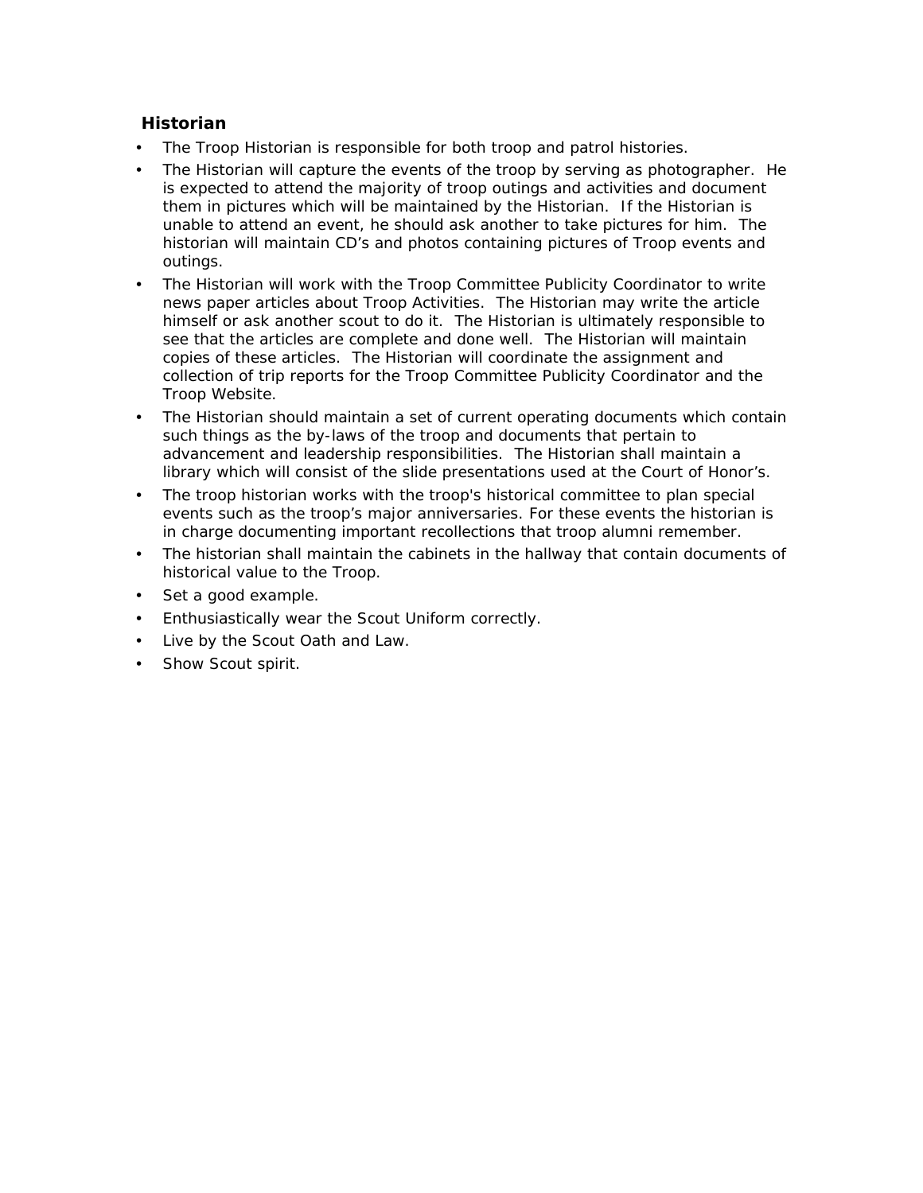### Historian

- The Troop Historian is responsible for both troop and patrol histories.
- The Historian will capture the events of the troop by serving as photographer. He is expected to attend the majority of troop outings and activities and document them in pictures which will be maintained by the Historian. If the Historian is unable to attend an event, he should ask another to take pictures for him. The historian will maintain CD's and photos containing pictures of Troop events and outings.
- The Historian will work with the Troop Committee Publicity Coordinator to write news paper articles about Troop Activities. The Historian may write the article himself or ask another scout to do it. The Historian is ultimately responsible to see that the articles are complete and done well. The Historian will maintain copies of these articles. The Historian will coordinate the assignment and collection of trip reports for the Troop Committee Publicity Coordinator and the Troop Website.
- The Historian should maintain a set of current operating documents which contain such things as the by-laws of the troop and documents that pertain to advancement and leadership responsibilities. The Historian shall maintain a library which will consist of the slide presentations used at the Court of Honor's.
- The troop historian works with the troop's historical committee to plan special events such as the troop's major anniversaries. For these events the historian is in charge documenting important recollections that troop alumni remember.
- The historian shall maintain the cabinets in the hallway that contain documents of historical value to the Troop.
- Set a good example.
- Enthusiastically wear the Scout Uniform correctly.
- Live by the Scout Oath and Law.
- Show Scout spirit.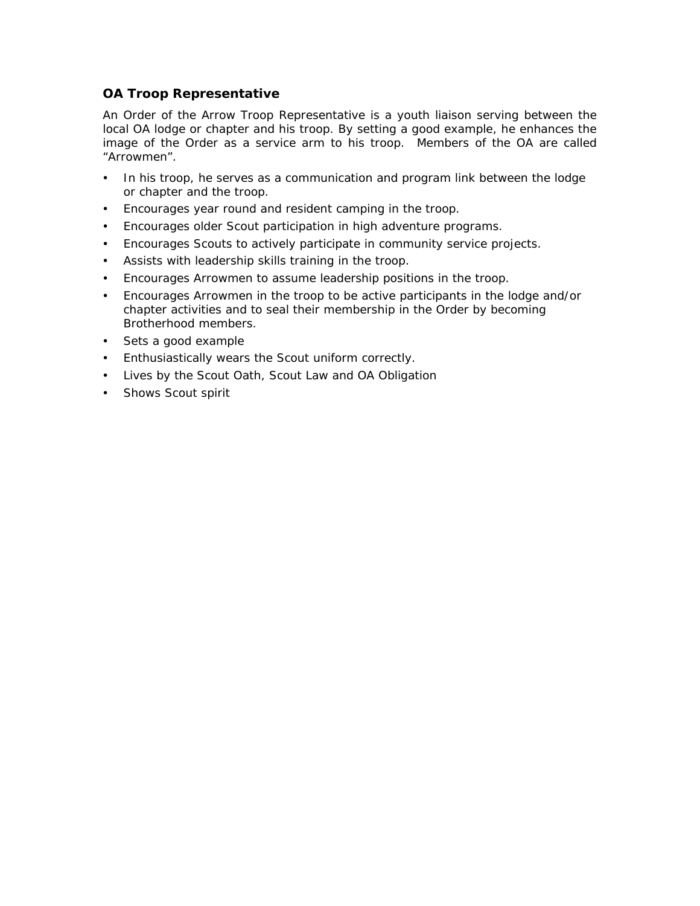### OA Troop Representative

An Order of the Arrow Troop Representative is a youth liaison serving between the local OA lodge or chapter and his troop. By setting a good example, he enhances the image of the Order as a service arm to his troop. Members of the OA are called "Arrowmen".

- In his troop, he serves as a communication and program link between the lodge or chapter and the troop.
- Encourages year round and resident camping in the troop.
- Encourages older Scout participation in high adventure programs.
- Encourages Scouts to actively participate in community service projects.
- Assists with leadership skills training in the troop.
- Encourages Arrowmen to assume leadership positions in the troop.
- Encourages Arrowmen in the troop to be active participants in the lodge and/or chapter activities and to seal their membership in the Order by becoming Brotherhood members.
- Sets a good example
- Enthusiastically wears the Scout uniform correctly.
- Lives by the Scout Oath, Scout Law and OA Obligation
- Shows Scout spirit